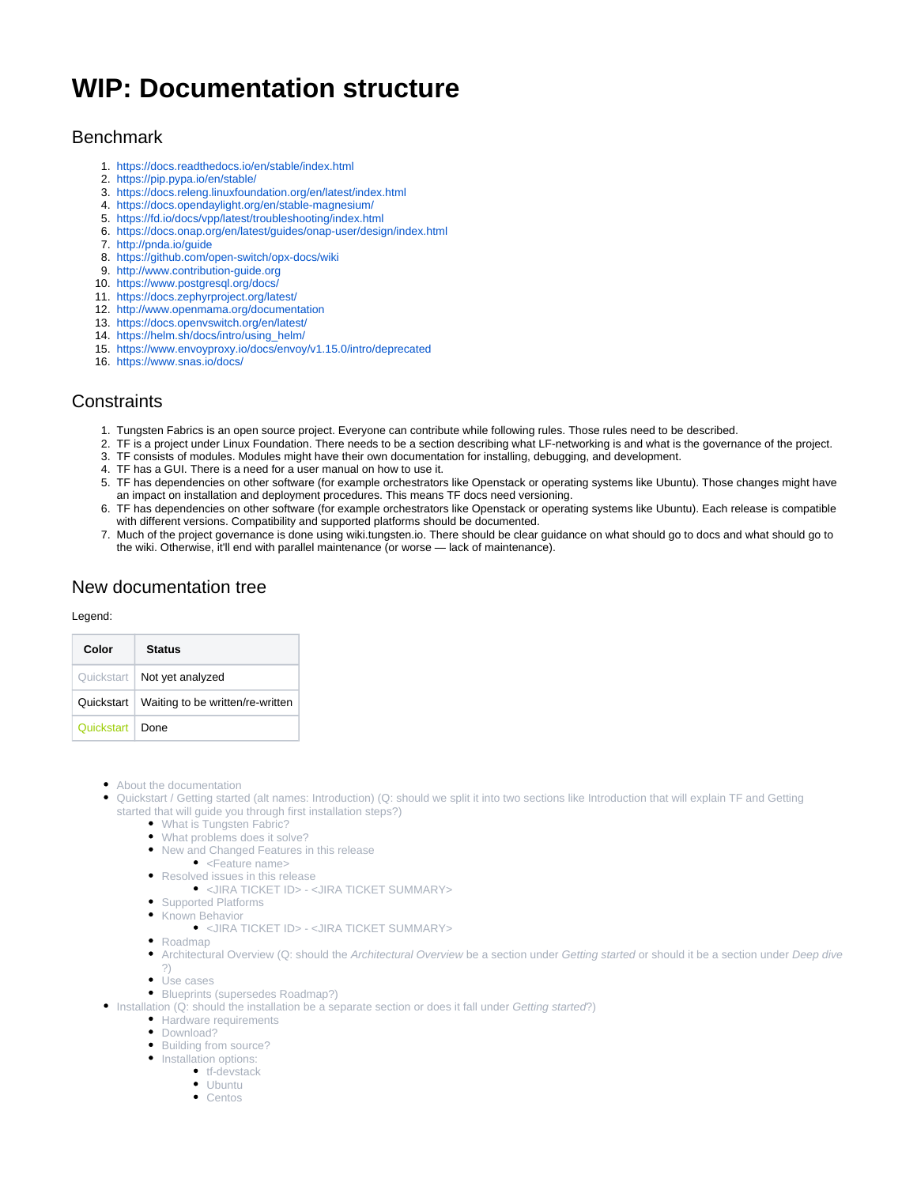# WIP: Documentation structure

## Benchmark

1. https://docs.readthedocs.io/en/stable/index.html
2. https://pip.pypa.io/en/stable/
3. https://docs.releng.linuxfoundation.org/en/latest/index.html
4. https://docs.opendaylight.org/en/stable-magnesium/
5. https://fd.io/docs/vpp/latest/troubleshooting/index.html
6. https://docs.onap.org/en/latest/guides/onap-user/design/index.html
7. http://pnda.io/guide
8. https://github.com/open-switch/opx-docs/wiki
9. http://www.contribution-guide.org
10. https://www.postgresql.org/docs/
11. https://docs.zephyrproject.org/latest/
12. http://www.openmama.org/documentation
13. https://docs.openvswitch.org/en/latest/
14. https://helm.sh/docs/intro/using_helm/
15. https://www.envoyproxy.io/docs/envoy/v1.15.0/intro/deprecated
16. https://www.snas.io/docs/

## Constraints

1. Tungsten Fabrics is an open source project. Everyone can contribute while following rules. Those rules need to be described.
2. TF is a project under Linux Foundation. There needs to be a section describing what LF-networking is and what is the governance of the project.
3. TF consists of modules. Modules might have their own documentation for installing, debugging, and development.
4. TF has a GUI. There is a need for a user manual on how to use it.
5. TF has dependencies on other software (for example orchestrators like Openstack or operating systems like Ubuntu). Those changes might have an impact on installation and deployment procedures. This means TF docs need versioning.
6. TF has dependencies on other software (for example orchestrators like Openstack or operating systems like Ubuntu). Each release is compatible with different versions. Compatibility and supported platforms should be documented.
7. Much of the project governance is done using wiki.tungsten.io. There should be clear guidance on what should go to docs and what should go to the wiki. Otherwise, it'll end with parallel maintenance (or worse — lack of maintenance).

## New documentation tree

Legend:

| Color | Status |
|---|---|
| Quickstart | Not yet analyzed |
| Quickstart | Waiting to be written/re-written |
| Quickstart | Done |

- About the documentation
- Quickstart / Getting started (alt names: Introduction) (Q: should we split it into two sections like Introduction that will explain TF and Getting started that will guide you through first installation steps?)
  - What is Tungsten Fabric?
  - What problems does it solve?
  - New and Changed Features in this release
    - <Feature name>
  - Resolved issues in this release
    - <JIRA TICKET ID> - <JIRA TICKET SUMMARY>
  - Supported Platforms
  - Known Behavior
    - <JIRA TICKET ID> - <JIRA TICKET SUMMARY>
  - Roadmap
  - Architectural Overview (Q: should the *Architectural Overview* be a section under *Getting started* or should it be a section under *Deep dive* ?)
  - Use cases
  - Blueprints (supersedes Roadmap?)
- Installation (Q: should the installation be a separate section or does it fall under *Getting started*?)
  - Hardware requirements
  - Download?
  - Building from source?
  - Installation options:
    - tf-devstack
    - Ubuntu
    - Centos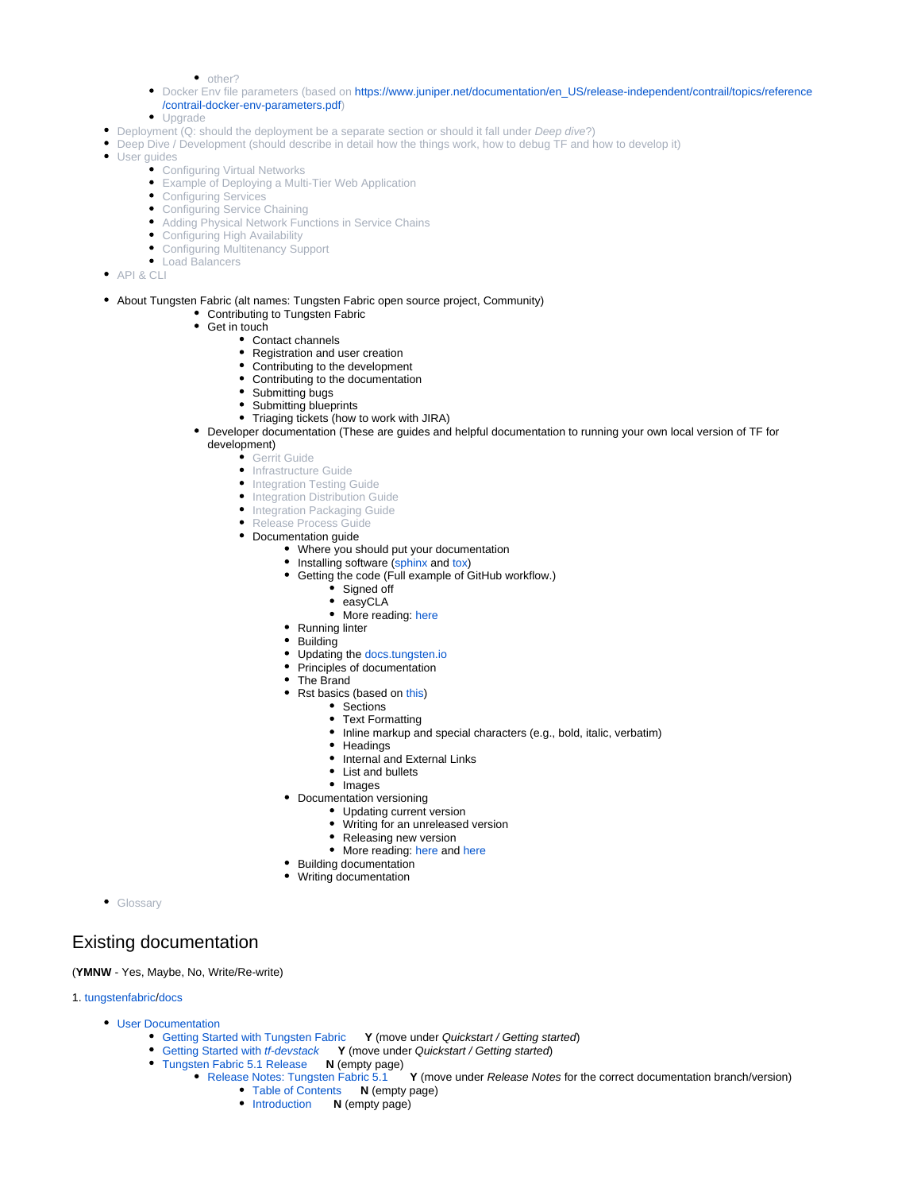- other?
    - Docker Env file parameters (based on https://www.juniper.net/documentation/en_US/release-independent/contrail/topics/reference/contrail-docker-env-parameters.pdf)
    - Upgrade
- Deployment (Q: should the deployment be a separate section or should it fall under *Deep dive*?)
- Deep Dive / Development (should describe in detail how the things work, how to debug TF and how to develop it)
- User guides
    - Configuring Virtual Networks
    - Example of Deploying a Multi-Tier Web Application
    - Configuring Services
    - Configuring Service Chaining
    - Adding Physical Network Functions in Service Chains
    - Configuring High Availability
    - Configuring Multitenancy Support
    - Load Balancers
- API & CLI

- About Tungsten Fabric (alt names: Tungsten Fabric open source project, Community)
    - Contributing to Tungsten Fabric
    - Get in touch
        - Contact channels
        - Registration and user creation
        - Contributing to the development
        - Contributing to the documentation
        - Submitting bugs
        - Submitting blueprints
        - Triaging tickets (how to work with JIRA)
    - Developer documentation (These are guides and helpful documentation to running your own local version of TF for development)
        - Gerrit Guide
        - Infrastructure Guide
        - Integration Testing Guide
        - Integration Distribution Guide
        - Integration Packaging Guide
        - Release Process Guide
        - Documentation guide
            - Where you should put your documentation
            - Installing software (sphinx and tox)
            - Getting the code (Full example of GitHub workflow.)
                - Signed off
                - easyCLA
                - More reading: here
            - Running linter
            - Building
            - Updating the docs.tungsten.io
            - Principles of documentation
            - The Brand
            - Rst basics (based on this)
                - Sections
                - Text Formatting
                - Inline markup and special characters (e.g., bold, italic, verbatim)
                - Headings
                - Internal and External Links
                - List and bullets
                - Images
            - Documentation versioning
                - Updating current version
                - Writing for an unreleased version
                - Releasing new version
                - More reading: here and here
            - Building documentation
            - Writing documentation

- Glossary

## Existing documentation

(**YMNW** - Yes, Maybe, No, Write/Re-write)

1. tungstenfabric/docs

- User Documentation
    - Getting Started with Tungsten Fabric **Y** (move under *Quickstart / Getting started*)
    - Getting Started with *tf-devstack* **Y** (move under *Quickstart / Getting started*)
    - Tungsten Fabric 5.1 Release **N** (empty page)
        - Release Notes: Tungsten Fabric 5.1 **Y** (move under *Release Notes* for the correct documentation branch/version)
            - Table of Contents **N** (empty page)
            - Introduction **N** (empty page)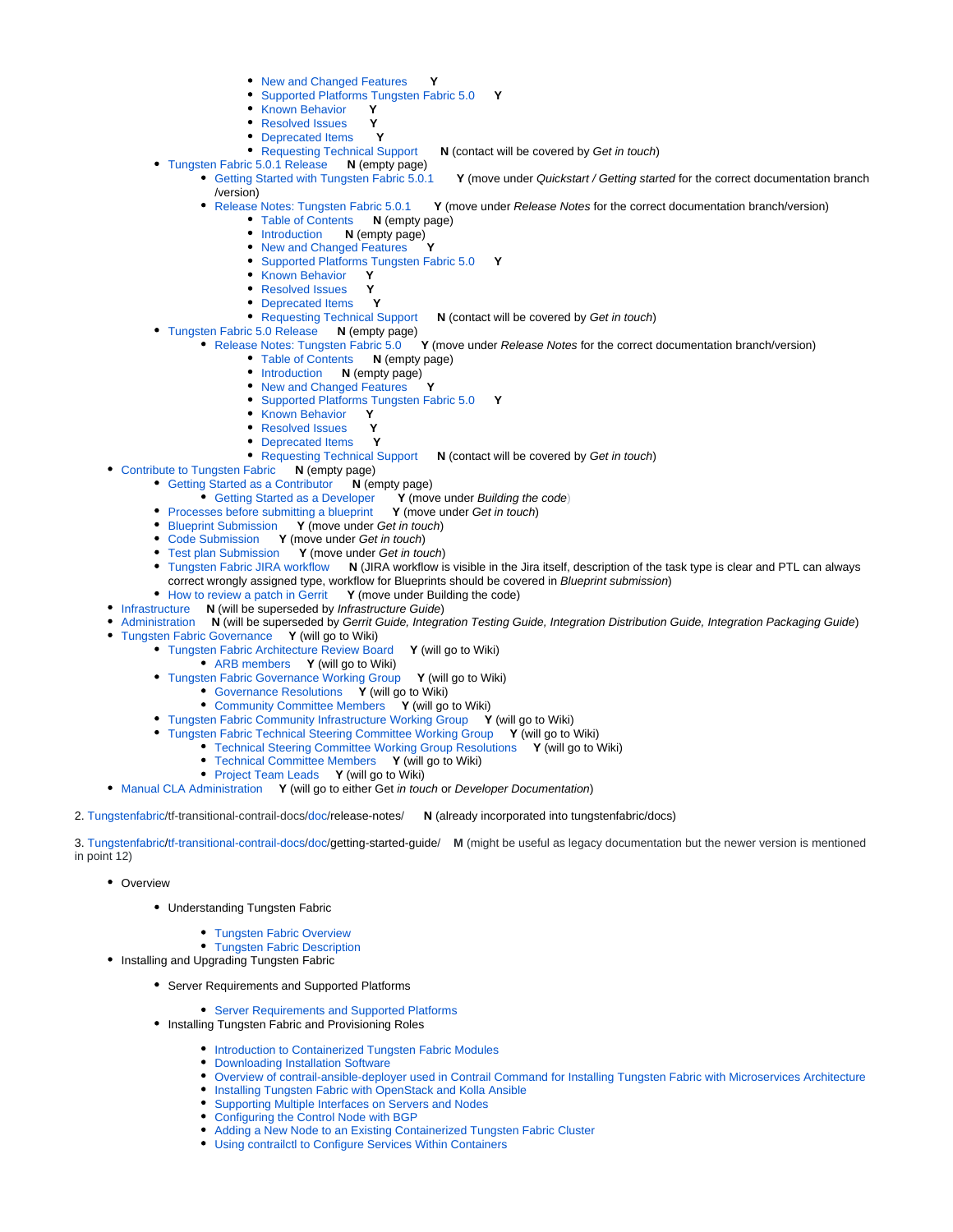- New and Changed Features **Y**
            - Supported Platforms Tungsten Fabric 5.0 **Y**
            - Known Behavior **Y**
            - Resolved Issues **Y**
            - Deprecated Items **Y**
            - Requesting Technical Support **N** (contact will be covered by *Get in touch*)
    - Tungsten Fabric 5.0.1 Release **N** (empty page)
        - Getting Started with Tungsten Fabric 5.0.1 **Y** (move under *Quickstart / Getting started* for the correct documentation branch /version)
        - Release Notes: Tungsten Fabric 5.0.1 **Y** (move under *Release Notes* for the correct documentation branch/version)
            - Table of Contents **N** (empty page)
            - Introduction **N** (empty page)
            - New and Changed Features **Y**
            - Supported Platforms Tungsten Fabric 5.0 **Y**
            - Known Behavior **Y**
            - Resolved Issues **Y**
            - Deprecated Items **Y**
            - Requesting Technical Support **N** (contact will be covered by *Get in touch*)
    - Tungsten Fabric 5.0 Release **N** (empty page)
        - Release Notes: Tungsten Fabric 5.0 **Y** (move under *Release Notes* for the correct documentation branch/version)
            - Table of Contents **N** (empty page)
            - Introduction **N** (empty page)
            - New and Changed Features **Y**
            - Supported Platforms Tungsten Fabric 5.0 **Y**
            - Known Behavior **Y**
            - Resolved Issues **Y**
            - Deprecated Items **Y**
            - Requesting Technical Support **N** (contact will be covered by *Get in touch*)
- Contribute to Tungsten Fabric **N** (empty page)
    - Getting Started as a Contributor **N** (empty page)
        - Getting Started as a Developer **Y** (move under *Building the code*)
    - Processes before submitting a blueprint **Y** (move under *Get in touch*)
    - Blueprint Submission **Y** (move under *Get in touch*)
    - Code Submission **Y** (move under *Get in touch*)
    - Test plan Submission **Y** (move under *Get in touch*)
    - Tungsten Fabric JIRA workflow **N** (JIRA workflow is visible in the Jira itself, description of the task type is clear and PTL can always correct wrongly assigned type, workflow for Blueprints should be covered in *Blueprint submission*)
    - How to review a patch in Gerrit **Y** (move under Building the code)
- Infrastructure **N** (will be superseded by *Infrastructure Guide*)
- Administration **N** (will be superseded by *Gerrit Guide, Integration Testing Guide, Integration Distribution Guide, Integration Packaging Guide*)
- Tungsten Fabric Governance **Y** (will go to Wiki)
    - Tungsten Fabric Architecture Review Board **Y** (will go to Wiki)
        - ARB members **Y** (will go to Wiki)
    - Tungsten Fabric Governance Working Group **Y** (will go to Wiki)
        - Governance Resolutions **Y** (will go to Wiki)
        - Community Committee Members **Y** (will go to Wiki)
    - Tungsten Fabric Community Infrastructure Working Group **Y** (will go to Wiki)
    - Tungsten Fabric Technical Steering Committee Working Group **Y** (will go to Wiki)
        - Technical Steering Committee Working Group Resolutions **Y** (will go to Wiki)
        - Technical Committee Members **Y** (will go to Wiki)
        - Project Team Leads **Y** (will go to Wiki)
- Manual CLA Administration **Y** (will go to either Get *in touch* or *Developer Documentation*)

2. Tungstenfabric/tf-transitional-contrail-docs/doc/release-notes/ **N** (already incorporated into tungstenfabric/docs)

3. Tungstenfabric/tf-transitional-contrail-docs/doc/getting-started-guide/ **M** (might be useful as legacy documentation but the newer version is mentioned in point 12)

- Overview
    - Understanding Tungsten Fabric
        - Tungsten Fabric Overview
        - Tungsten Fabric Description
- Installing and Upgrading Tungsten Fabric
    - Server Requirements and Supported Platforms
        - Server Requirements and Supported Platforms
    - Installing Tungsten Fabric and Provisioning Roles
        - Introduction to Containerized Tungsten Fabric Modules
        - Downloading Installation Software
        - Overview of contrail-ansible-deployer used in Contrail Command for Installing Tungsten Fabric with Microservices Architecture
        - Installing Tungsten Fabric with OpenStack and Kolla Ansible
        - Supporting Multiple Interfaces on Servers and Nodes
        - Configuring the Control Node with BGP
        - Adding a New Node to an Existing Containerized Tungsten Fabric Cluster
        - Using contrailctl to Configure Services Within Containers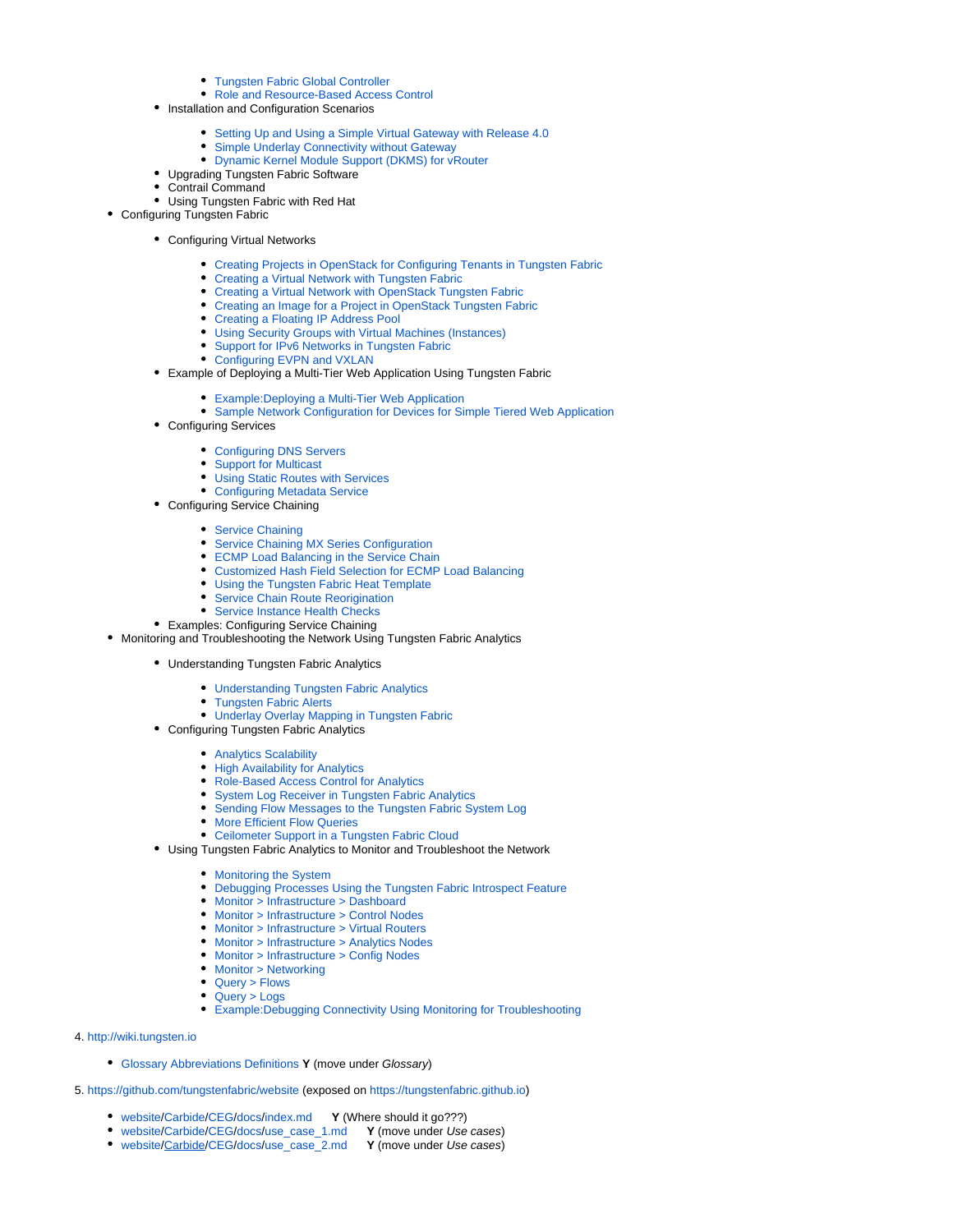- Tungsten Fabric Global Controller
        - Role and Resource-Based Access Control
    - Installation and Configuration Scenarios
        - Setting Up and Using a Simple Virtual Gateway with Release 4.0
        - Simple Underlay Connectivity without Gateway
        - Dynamic Kernel Module Support (DKMS) for vRouter
    - Upgrading Tungsten Fabric Software
    - Contrail Command
    - Using Tungsten Fabric with Red Hat
- Configuring Tungsten Fabric
    - Configuring Virtual Networks
        - Creating Projects in OpenStack for Configuring Tenants in Tungsten Fabric
        - Creating a Virtual Network with Tungsten Fabric
        - Creating a Virtual Network with OpenStack Tungsten Fabric
        - Creating an Image for a Project in OpenStack Tungsten Fabric
        - Creating a Floating IP Address Pool
        - Using Security Groups with Virtual Machines (Instances)
        - Support for IPv6 Networks in Tungsten Fabric
        - Configuring EVPN and VXLAN
    - Example of Deploying a Multi-Tier Web Application Using Tungsten Fabric
        - Example:Deploying a Multi-Tier Web Application
        - Sample Network Configuration for Devices for Simple Tiered Web Application
    - Configuring Services
        - Configuring DNS Servers
        - Support for Multicast
        - Using Static Routes with Services
        - Configuring Metadata Service
    - Configuring Service Chaining
        - Service Chaining
        - Service Chaining MX Series Configuration
        - ECMP Load Balancing in the Service Chain
        - Customized Hash Field Selection for ECMP Load Balancing
        - Using the Tungsten Fabric Heat Template
        - Service Chain Route Reorigination
        - Service Instance Health Checks
    - Examples: Configuring Service Chaining
- Monitoring and Troubleshooting the Network Using Tungsten Fabric Analytics
    - Understanding Tungsten Fabric Analytics
        - Understanding Tungsten Fabric Analytics
        - Tungsten Fabric Alerts
        - Underlay Overlay Mapping in Tungsten Fabric
    - Configuring Tungsten Fabric Analytics
        - Analytics Scalability
        - High Availability for Analytics
        - Role-Based Access Control for Analytics
        - System Log Receiver in Tungsten Fabric Analytics
        - Sending Flow Messages to the Tungsten Fabric System Log
        - More Efficient Flow Queries
        - Ceilometer Support in a Tungsten Fabric Cloud
    - Using Tungsten Fabric Analytics to Monitor and Troubleshoot the Network
        - Monitoring the System
        - Debugging Processes Using the Tungsten Fabric Introspect Feature
        - Monitor > Infrastructure > Dashboard
        - Monitor > Infrastructure > Control Nodes
        - Monitor > Infrastructure > Virtual Routers
        - Monitor > Infrastructure > Analytics Nodes
        - Monitor > Infrastructure > Config Nodes
        - Monitor > Networking
        - Query > Flows
        - Query > Logs
        - Example:Debugging Connectivity Using Monitoring for Troubleshooting

4. http://wiki.tungsten.io
    - Glossary Abbreviations Definitions **Y** (move under *Glossary*)

5. https://github.com/tungstenfabric/website (exposed on https://tungstenfabric.github.io)
    - website/Carbide/CEG/docs/index.md **Y** (Where should it go???)
    - website/Carbide/CEG/docs/use_case_1.md **Y** (move under *Use cases*)
    - website/Carbide/CEG/docs/use_case_2.md **Y** (move under *Use cases*)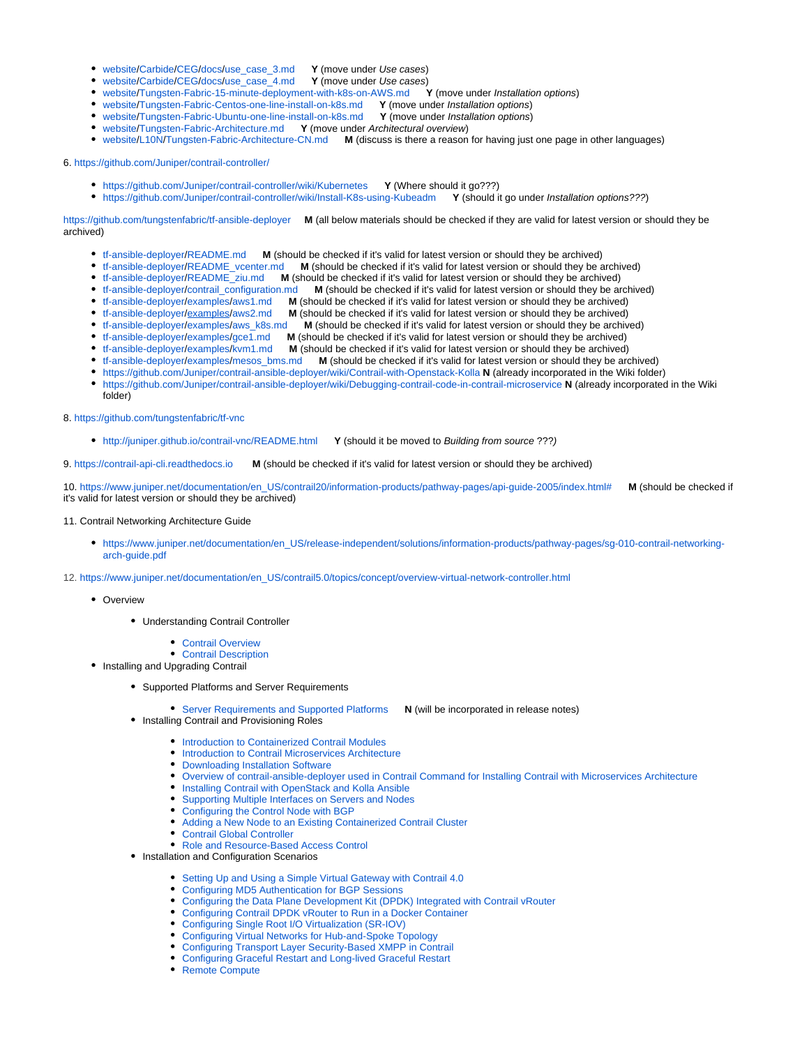- website/Carbide/CEG/docs/use_case_3.md **Y** (move under *Use cases*)
- website/Carbide/CEG/docs/use_case_4.md **Y** (move under *Use cases*)
- website/Tungsten-Fabric-15-minute-deployment-with-k8s-on-AWS.md **Y** (move under *Installation options*)
- website/Tungsten-Fabric-Centos-one-line-install-on-k8s.md **Y** (move under *Installation options*)
- website/Tungsten-Fabric-Ubuntu-one-line-install-on-k8s.md **Y** (move under *Installation options*)
- website/Tungsten-Fabric-Architecture.md **Y** (move under *Architectural overview*)
- website/L10N/Tungsten-Fabric-Architecture-CN.md **M** (discuss is there a reason for having just one page in other languages)

6. https://github.com/Juniper/contrail-controller/

- https://github.com/Juniper/contrail-controller/wiki/Kubernetes **Y** (Where should it go???)
- https://github.com/Juniper/contrail-controller/wiki/Install-K8s-using-Kubeadm **Y** (should it go under *Installation options???*)

https://github.com/tungstenfabric/tf-ansible-deployer **M** (all below materials should be checked if they are valid for latest version or should they be archived)

- tf-ansible-deployer/README.md **M** (should be checked if it's valid for latest version or should they be archived)
- tf-ansible-deployer/README_vcenter.md **M** (should be checked if it's valid for latest version or should they be archived)
- tf-ansible-deployer/README_ziu.md **M** (should be checked if it's valid for latest version or should they be archived)
- tf-ansible-deployer/contrail_configuration.md **M** (should be checked if it's valid for latest version or should they be archived)
- tf-ansible-deployer/examples/aws1.md **M** (should be checked if it's valid for latest version or should they be archived)
- tf-ansible-deployer/examples/aws2.md **M** (should be checked if it's valid for latest version or should they be archived)
- tf-ansible-deployer/examples/aws_k8s.md **M** (should be checked if it's valid for latest version or should they be archived)
- tf-ansible-deployer/examples/gce1.md **M** (should be checked if it's valid for latest version or should they be archived)
- tf-ansible-deployer/examples/kvm1.md **M** (should be checked if it's valid for latest version or should they be archived)
- tf-ansible-deployer/examples/mesos_bms.md **M** (should be checked if it's valid for latest version or should they be archived)
- https://github.com/Juniper/contrail-ansible-deployer/wiki/Contrail-with-Openstack-Kolla **N** (already incorporated in the Wiki folder)
- https://github.com/Juniper/contrail-ansible-deployer/wiki/Debugging-contrail-code-in-contrail-microservice **N** (already incorporated in the Wiki folder)

8. https://github.com/tungstenfabric/tf-vnc

- http://juniper.github.io/contrail-vnc/README.html **Y** (should it be moved to *Building from source* ???*)*

9. https://contrail-api-cli.readthedocs.io **M** (should be checked if it's valid for latest version or should they be archived)

10. https://www.juniper.net/documentation/en_US/contrail20/information-products/pathway-pages/api-guide-2005/index.html# **M** (should be checked if it's valid for latest version or should they be archived)

11. Contrail Networking Architecture Guide

- https://www.juniper.net/documentation/en_US/release-independent/solutions/information-products/pathway-pages/sg-010-contrail-networking-arch-guide.pdf

12. https://www.juniper.net/documentation/en_US/contrail5.0/topics/concept/overview-virtual-network-controller.html

- Overview
  - Understanding Contrail Controller
    - Contrail Overview
    - Contrail Description
- Installing and Upgrading Contrail
  - Supported Platforms and Server Requirements
    - Server Requirements and Supported Platforms **N** (will be incorporated in release notes)
  - Installing Contrail and Provisioning Roles
    - Introduction to Containerized Contrail Modules
    - Introduction to Contrail Microservices Architecture
    - Downloading Installation Software
    - Overview of contrail-ansible-deployer used in Contrail Command for Installing Contrail with Microservices Architecture
    - Installing Contrail with OpenStack and Kolla Ansible
    - Supporting Multiple Interfaces on Servers and Nodes
    - Configuring the Control Node with BGP
    - Adding a New Node to an Existing Containerized Contrail Cluster
    - Contrail Global Controller
    - Role and Resource-Based Access Control
  - Installation and Configuration Scenarios
    - Setting Up and Using a Simple Virtual Gateway with Contrail 4.0
    - Configuring MD5 Authentication for BGP Sessions
    - Configuring the Data Plane Development Kit (DPDK) Integrated with Contrail vRouter
    - Configuring Contrail DPDK vRouter to Run in a Docker Container
    - Configuring Single Root I/O Virtualization (SR-IOV)
    - Configuring Virtual Networks for Hub-and-Spoke Topology
    - Configuring Transport Layer Security-Based XMPP in Contrail
    - Configuring Graceful Restart and Long-lived Graceful Restart
    - Remote Compute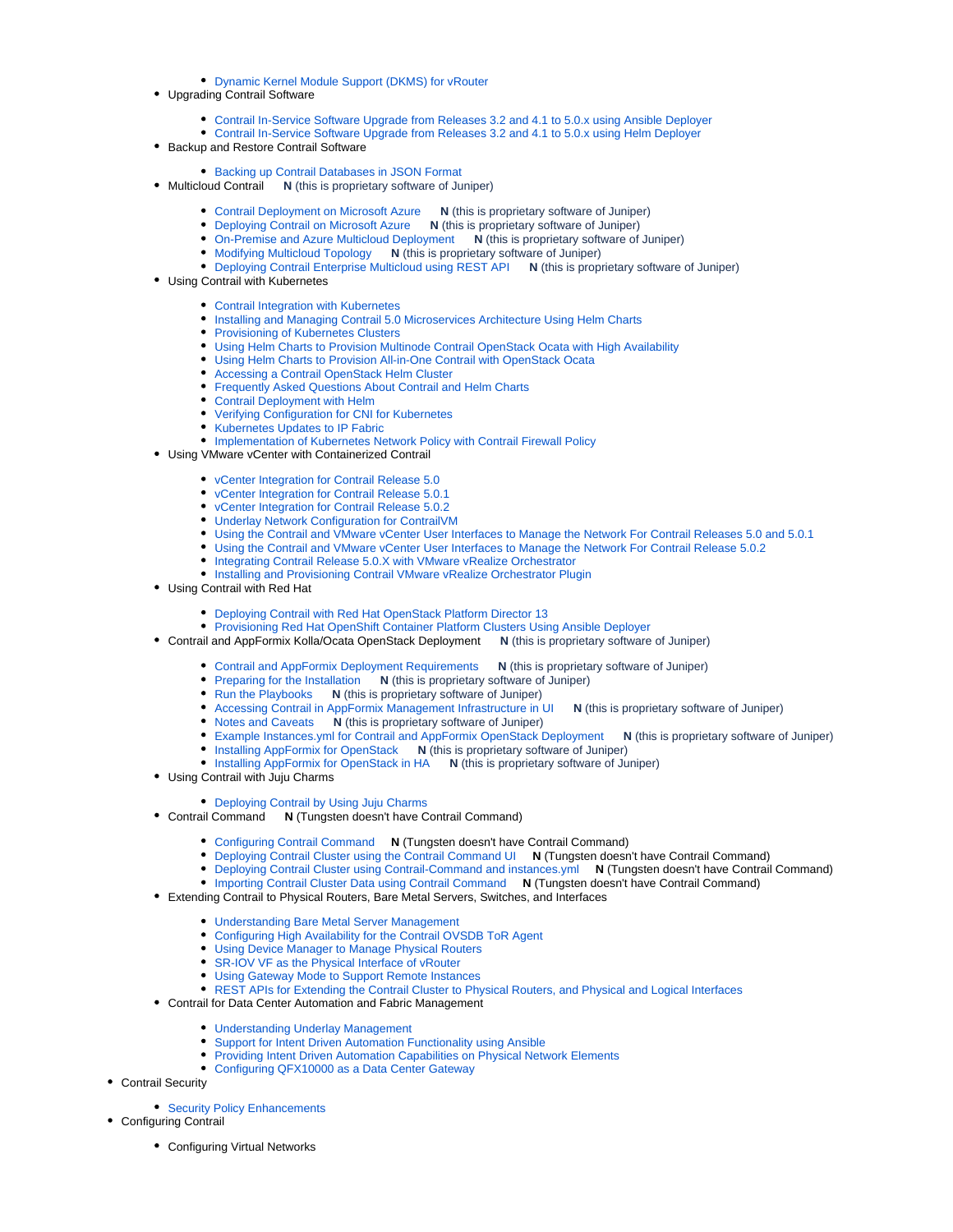- Dynamic Kernel Module Support (DKMS) for vRouter
  - Upgrading Contrail Software
    - Contrail In-Service Software Upgrade from Releases 3.2 and 4.1 to 5.0.x using Ansible Deployer
    - Contrail In-Service Software Upgrade from Releases 3.2 and 4.1 to 5.0.x using Helm Deployer
  - Backup and Restore Contrail Software
    - Backing up Contrail Databases in JSON Format
  - Multicloud Contrail **N** (this is proprietary software of Juniper)
    - Contrail Deployment on Microsoft Azure **N** (this is proprietary software of Juniper)
    - Deploying Contrail on Microsoft Azure **N** (this is proprietary software of Juniper)
    - On-Premise and Azure Multicloud Deployment **N** (this is proprietary software of Juniper)
    - Modifying Multicloud Topology **N** (this is proprietary software of Juniper)
    - Deploying Contrail Enterprise Multicloud using REST API **N** (this is proprietary software of Juniper)
  - Using Contrail with Kubernetes
    - Contrail Integration with Kubernetes
    - Installing and Managing Contrail 5.0 Microservices Architecture Using Helm Charts
    - Provisioning of Kubernetes Clusters
    - Using Helm Charts to Provision Multinode Contrail OpenStack Ocata with High Availability
    - Using Helm Charts to Provision All-in-One Contrail with OpenStack Ocata
    - Accessing a Contrail OpenStack Helm Cluster
    - Frequently Asked Questions About Contrail and Helm Charts
    - Contrail Deployment with Helm
    - Verifying Configuration for CNI for Kubernetes
    - Kubernetes Updates to IP Fabric
    - Implementation of Kubernetes Network Policy with Contrail Firewall Policy
  - Using VMware vCenter with Containerized Contrail
    - vCenter Integration for Contrail Release 5.0
    - vCenter Integration for Contrail Release 5.0.1
    - vCenter Integration for Contrail Release 5.0.2
    - Underlay Network Configuration for ContrailVM
    - Using the Contrail and VMware vCenter User Interfaces to Manage the Network For Contrail Releases 5.0 and 5.0.1
    - Using the Contrail and VMware vCenter User Interfaces to Manage the Network For Contrail Release 5.0.2
    - Integrating Contrail Release 5.0.X with VMware vRealize Orchestrator
    - Installing and Provisioning Contrail VMware vRealize Orchestrator Plugin
  - Using Contrail with Red Hat
    - Deploying Contrail with Red Hat OpenStack Platform Director 13
    - Provisioning Red Hat OpenShift Container Platform Clusters Using Ansible Deployer
  - Contrail and AppFormix Kolla/Ocata OpenStack Deployment **N** (this is proprietary software of Juniper)
    - Contrail and AppFormix Deployment Requirements **N** (this is proprietary software of Juniper)
    - Preparing for the Installation **N** (this is proprietary software of Juniper)
    - Run the Playbooks **N** (this is proprietary software of Juniper)
    - Accessing Contrail in AppFormix Management Infrastructure in UI **N** (this is proprietary software of Juniper)
    - Notes and Caveats **N** (this is proprietary software of Juniper)
    - Example Instances.yml for Contrail and AppFormix OpenStack Deployment **N** (this is proprietary software of Juniper)
    - Installing AppFormix for OpenStack **N** (this is proprietary software of Juniper)
    - Installing AppFormix for OpenStack in HA **N** (this is proprietary software of Juniper)
  - Using Contrail with Juju Charms
    - Deploying Contrail by Using Juju Charms
  - Contrail Command **N** (Tungsten doesn't have Contrail Command)
    - Configuring Contrail Command **N** (Tungsten doesn't have Contrail Command)
    - Deploying Contrail Cluster using the Contrail Command UI **N** (Tungsten doesn't have Contrail Command)
    - Deploying Contrail Cluster using Contrail-Command and instances.yml **N** (Tungsten doesn't have Contrail Command)
    - Importing Contrail Cluster Data using Contrail Command **N** (Tungsten doesn't have Contrail Command)
  - Extending Contrail to Physical Routers, Bare Metal Servers, Switches, and Interfaces
    - Understanding Bare Metal Server Management
    - Configuring High Availability for the Contrail OVSDB ToR Agent
    - Using Device Manager to Manage Physical Routers
    - SR-IOV VF as the Physical Interface of vRouter
    - Using Gateway Mode to Support Remote Instances
    - REST APIs for Extending the Contrail Cluster to Physical Routers, and Physical and Logical Interfaces
  - Contrail for Data Center Automation and Fabric Management
    - Understanding Underlay Management
    - Support for Intent Driven Automation Functionality using Ansible
    - Providing Intent Driven Automation Capabilities on Physical Network Elements
    - Configuring QFX10000 as a Data Center Gateway
- Contrail Security
  - Security Policy Enhancements
- Configuring Contrail
  - Configuring Virtual Networks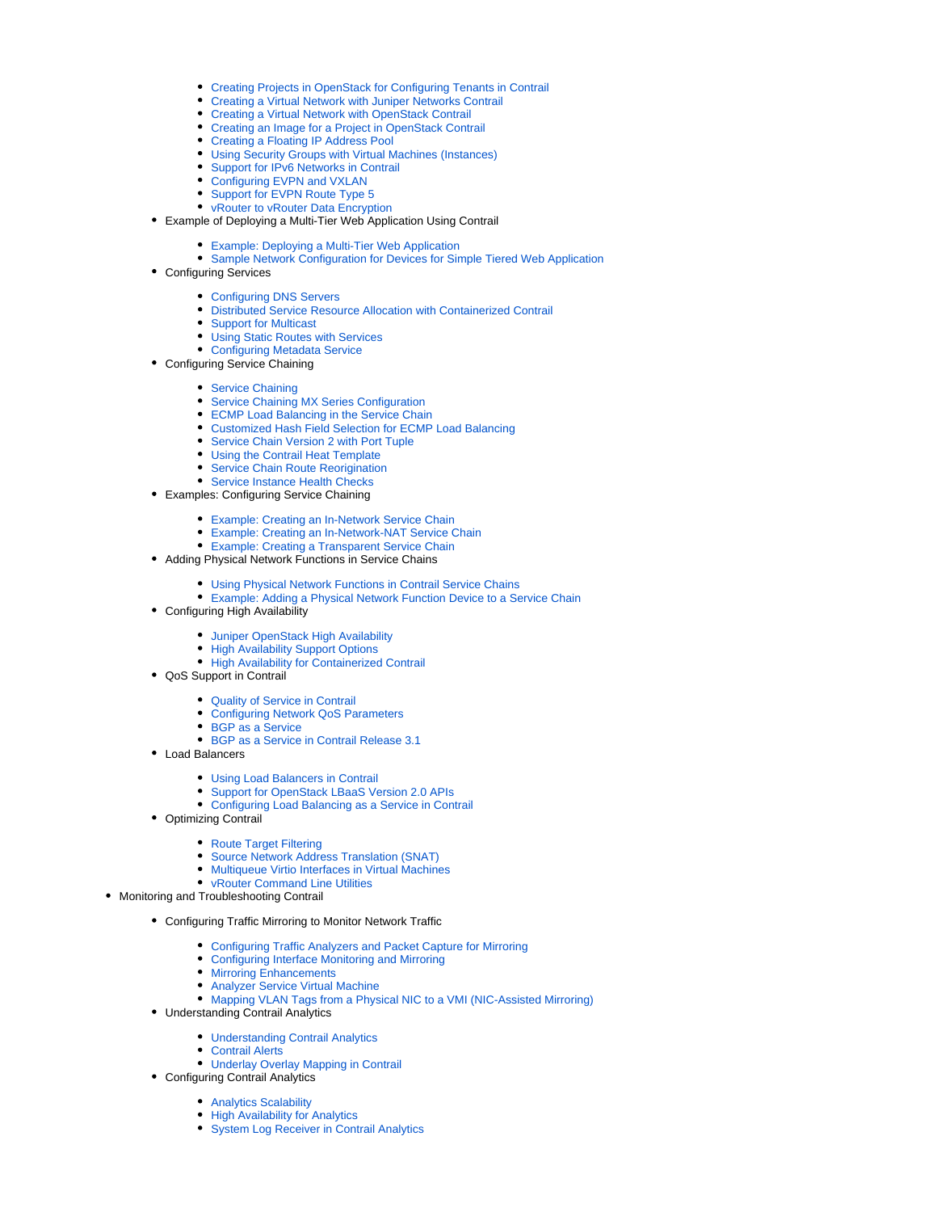- Creating Projects in OpenStack for Configuring Tenants in Contrail
        - Creating a Virtual Network with Juniper Networks Contrail
        - Creating a Virtual Network with OpenStack Contrail
        - Creating an Image for a Project in OpenStack Contrail
        - Creating a Floating IP Address Pool
        - Using Security Groups with Virtual Machines (Instances)
        - Support for IPv6 Networks in Contrail
        - Configuring EVPN and VXLAN
        - Support for EVPN Route Type 5
        - vRouter to vRouter Data Encryption
    - Example of Deploying a Multi-Tier Web Application Using Contrail
        - Example: Deploying a Multi-Tier Web Application
        - Sample Network Configuration for Devices for Simple Tiered Web Application
    - Configuring Services
        - Configuring DNS Servers
        - Distributed Service Resource Allocation with Containerized Contrail
        - Support for Multicast
        - Using Static Routes with Services
        - Configuring Metadata Service
    - Configuring Service Chaining
        - Service Chaining
        - Service Chaining MX Series Configuration
        - ECMP Load Balancing in the Service Chain
        - Customized Hash Field Selection for ECMP Load Balancing
        - Service Chain Version 2 with Port Tuple
        - Using the Contrail Heat Template
        - Service Chain Route Reorigination
        - Service Instance Health Checks
    - Examples: Configuring Service Chaining
        - Example: Creating an In-Network Service Chain
        - Example: Creating an In-Network-NAT Service Chain
        - Example: Creating a Transparent Service Chain
    - Adding Physical Network Functions in Service Chains
        - Using Physical Network Functions in Contrail Service Chains
        - Example: Adding a Physical Network Function Device to a Service Chain
    - Configuring High Availability
        - Juniper OpenStack High Availability
        - High Availability Support Options
        - High Availability for Containerized Contrail
    - QoS Support in Contrail
        - Quality of Service in Contrail
        - Configuring Network QoS Parameters
        - BGP as a Service
        - BGP as a Service in Contrail Release 3.1
    - Load Balancers
        - Using Load Balancers in Contrail
        - Support for OpenStack LBaaS Version 2.0 APIs
        - Configuring Load Balancing as a Service in Contrail
    - Optimizing Contrail
        - Route Target Filtering
        - Source Network Address Translation (SNAT)
        - Multiqueue Virtio Interfaces in Virtual Machines
        - vRouter Command Line Utilities
- Monitoring and Troubleshooting Contrail
    - Configuring Traffic Mirroring to Monitor Network Traffic
        - Configuring Traffic Analyzers and Packet Capture for Mirroring
        - Configuring Interface Monitoring and Mirroring
        - Mirroring Enhancements
        - Analyzer Service Virtual Machine
        - Mapping VLAN Tags from a Physical NIC to a VMI (NIC-Assisted Mirroring)
    - Understanding Contrail Analytics
        - Understanding Contrail Analytics
        - Contrail Alerts
        - Underlay Overlay Mapping in Contrail
    - Configuring Contrail Analytics
        - Analytics Scalability
        - High Availability for Analytics
        - System Log Receiver in Contrail Analytics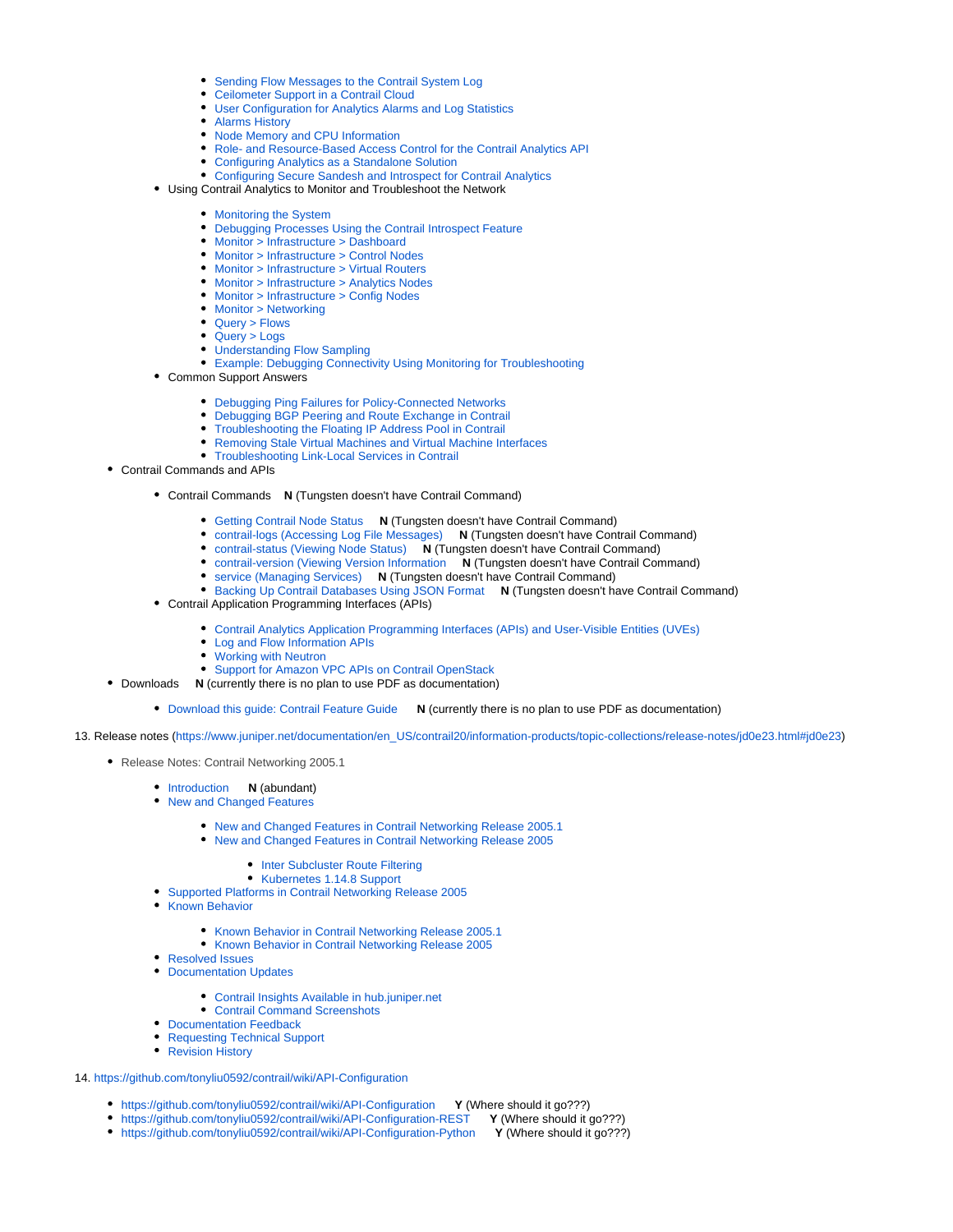- Sending Flow Messages to the Contrail System Log
        - Ceilometer Support in a Contrail Cloud
        - User Configuration for Analytics Alarms and Log Statistics
        - Alarms History
        - Node Memory and CPU Information
        - Role- and Resource-Based Access Control for the Contrail Analytics API
        - Configuring Analytics as a Standalone Solution
        - Configuring Secure Sandesh and Introspect for Contrail Analytics
    - Using Contrail Analytics to Monitor and Troubleshoot the Network
        - Monitoring the System
        - Debugging Processes Using the Contrail Introspect Feature
        - Monitor > Infrastructure > Dashboard
        - Monitor > Infrastructure > Control Nodes
        - Monitor > Infrastructure > Virtual Routers
        - Monitor > Infrastructure > Analytics Nodes
        - Monitor > Infrastructure > Config Nodes
        - Monitor > Networking
        - Query > Flows
        - Query > Logs
        - Understanding Flow Sampling
        - Example: Debugging Connectivity Using Monitoring for Troubleshooting
    - Common Support Answers
        - Debugging Ping Failures for Policy-Connected Networks
        - Debugging BGP Peering and Route Exchange in Contrail
        - Troubleshooting the Floating IP Address Pool in Contrail
        - Removing Stale Virtual Machines and Virtual Machine Interfaces
        - Troubleshooting Link-Local Services in Contrail
- Contrail Commands and APIs
    - Contrail Commands **N** (Tungsten doesn't have Contrail Command)
        - Getting Contrail Node Status **N** (Tungsten doesn't have Contrail Command)
        - contrail-logs (Accessing Log File Messages) **N** (Tungsten doesn't have Contrail Command)
        - contrail-status (Viewing Node Status) **N** (Tungsten doesn't have Contrail Command)
        - contrail-version (Viewing Version Information **N** (Tungsten doesn't have Contrail Command)
        - service (Managing Services) **N** (Tungsten doesn't have Contrail Command)
        - Backing Up Contrail Databases Using JSON Format **N** (Tungsten doesn't have Contrail Command)
    - Contrail Application Programming Interfaces (APIs)
        - Contrail Analytics Application Programming Interfaces (APIs) and User-Visible Entities (UVEs)
        - Log and Flow Information APIs
        - Working with Neutron
        - Support for Amazon VPC APIs on Contrail OpenStack
- Downloads **N** (currently there is no plan to use PDF as documentation)
    - Download this guide: Contrail Feature Guide **N** (currently there is no plan to use PDF as documentation)

13. Release notes (https://www.juniper.net/documentation/en_US/contrail20/information-products/topic-collections/release-notes/jd0e23.html#jd0e23)

- Release Notes: Contrail Networking 2005.1
    - Introduction **N** (abundant)
    - New and Changed Features
        - New and Changed Features in Contrail Networking Release 2005.1
        - New and Changed Features in Contrail Networking Release 2005
            - Inter Subcluster Route Filtering
            - Kubernetes 1.14.8 Support
    - Supported Platforms in Contrail Networking Release 2005
    - Known Behavior
        - Known Behavior in Contrail Networking Release 2005.1
        - Known Behavior in Contrail Networking Release 2005
    - Resolved Issues
    - Documentation Updates
        - Contrail Insights Available in hub.juniper.net
        - Contrail Command Screenshots
    - Documentation Feedback
    - Requesting Technical Support
    - Revision History

14. https://github.com/tonyliu0592/contrail/wiki/API-Configuration

- https://github.com/tonyliu0592/contrail/wiki/API-Configuration **Y** (Where should it go???)
- https://github.com/tonyliu0592/contrail/wiki/API-Configuration-REST **Y** (Where should it go???)
- https://github.com/tonyliu0592/contrail/wiki/API-Configuration-Python **Y** (Where should it go???)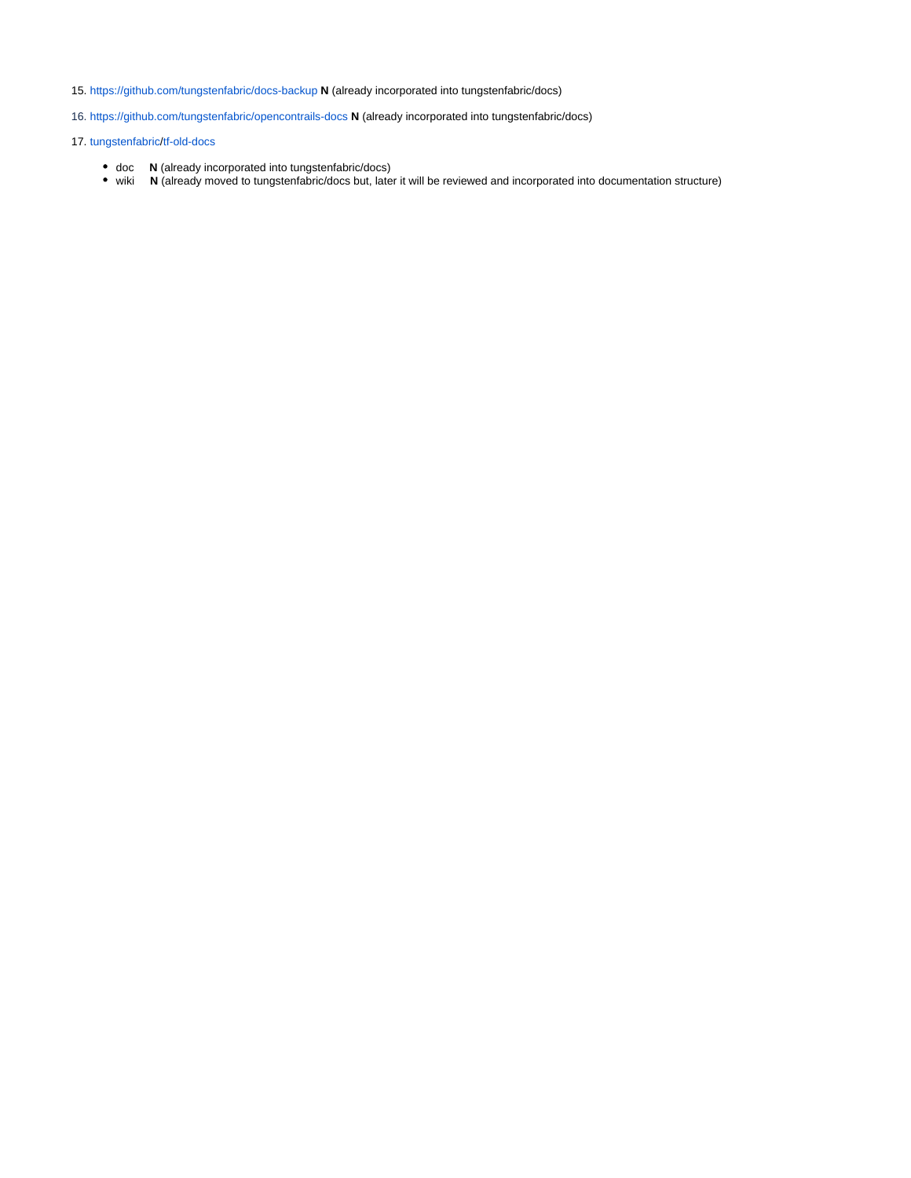15. https://github.com/tungstenfabric/docs-backup **N** (already incorporated into tungstenfabric/docs)

16. https://github.com/tungstenfabric/opencontrails-docs **N** (already incorporated into tungstenfabric/docs)

17. tungstenfabric/tf-old-docs

    - doc **N** (already incorporated into tungstenfabric/docs)
    - wiki **N** (already moved to tungstenfabric/docs but, later it will be reviewed and incorporated into documentation structure)